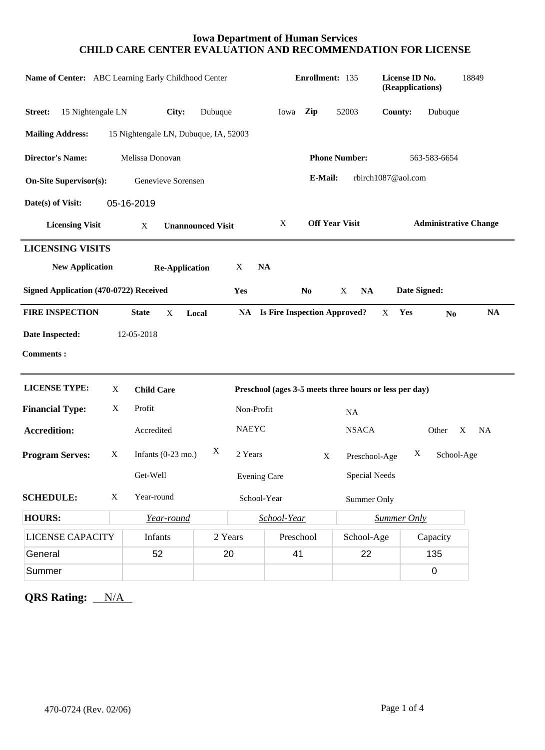# Iowa Department of Human Services
## CHILD CARE CENTER EVALUATION AND RECOMMENDATION FOR LICENSE

**Name of Center:** ABC Learning Early Childhood Center **Enrollment:** 135 **License ID No. (Reapplications)** 18849

**Street:** 15 Nightengale LN **City:** Dubuque Iowa **Zip** 52003 **County:** Dubuque

**Mailing Address:** 15 Nightengale LN, Dubuque, IA, 52003

**Director's Name:** Melissa Donovan **Phone Number:** 563-583-6654

**On-Site Supervisor(s):** Genevieve Sorensen **E-Mail:** rbirch1087@aol.com

**Date(s) of Visit:** 05-16-2019

**Licensing Visit** X **Unannounced Visit** X **Off Year Visit** **Administrative Change**

---

### LICENSING VISITS

**New Application** **Re-Application** X **NA**

**Signed Application (470-0722) Received** **Yes** **No** X **NA** **Date Signed:**

---

**FIRE INSPECTION** **State** X **Local** **NA** **Is Fire Inspection Approved?** X **Yes** **No** **NA**

**Date Inspected:** 12-05-2018

**Comments :**

---

**LICENSE TYPE:** X **Child Care** **Preschool (ages 3-5 meets three hours or less per day)**

**Financial Type:** X Profit Non-Profit NA

**Accreditation:** Accredited NAEYC NSACA Other X NA

**Program Serves:** X Infants (0-23 mo.) X 2 Years X Preschool-Age X School-Age

Get-Well Evening Care Special Needs

**SCHEDULE:** X Year-round School-Year Summer Only

| **HOURS:** | *Year-round* | *School-Year* | *Summer Only* |
|---|---|---|---|

| LICENSE CAPACITY | Infants | 2 Years | Preschool | School-Age | Capacity |
|---|---|---|---|---|---|
| General | 52 | 20 | 41 | 22 | 135 |
| Summer | | | | | 0 |

**QRS Rating:** N/A

470-0724 (Rev. 02/06)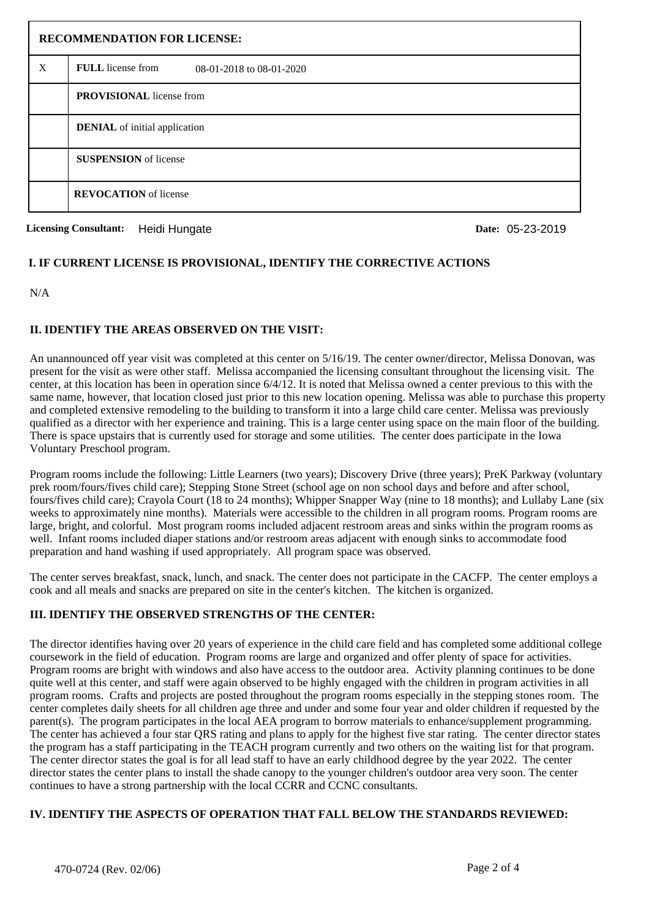| RECOMMENDATION FOR LICENSE: | |
|---|---|
| X | **FULL** license from 08-01-2018 to 08-01-2020 |
| | **PROVISIONAL** license from |
| | **DENIAL** of initial application |
| | **SUSPENSION** of license |
| | **REVOCATION** of license |

**Licensing Consultant:** Heidi Hungate **Date:** 05-23-2019

## I. IF CURRENT LICENSE IS PROVISIONAL, IDENTIFY THE CORRECTIVE ACTIONS

N/A

## II. IDENTIFY THE AREAS OBSERVED ON THE VISIT:

An unannounced off year visit was completed at this center on 5/16/19. The center owner/director, Melissa Donovan, was present for the visit as were other staff. Melissa accompanied the licensing consultant throughout the licensing visit. The center, at this location has been in operation since 6/4/12. It is noted that Melissa owned a center previous to this with the same name, however, that location closed just prior to this new location opening. Melissa was able to purchase this property and completed extensive remodeling to the building to transform it into a large child care center. Melissa was previously qualified as a director with her experience and training. This is a large center using space on the main floor of the building. There is space upstairs that is currently used for storage and some utilities. The center does participate in the Iowa Voluntary Preschool program.

Program rooms include the following: Little Learners (two years); Discovery Drive (three years); PreK Parkway (voluntary prek room/fours/fives child care); Stepping Stone Street (school age on non school days and before and after school, fours/fives child care); Crayola Court (18 to 24 months); Whipper Snapper Way (nine to 18 months); and Lullaby Lane (six weeks to approximately nine months). Materials were accessible to the children in all program rooms. Program rooms are large, bright, and colorful. Most program rooms included adjacent restroom areas and sinks within the program rooms as well. Infant rooms included diaper stations and/or restroom areas adjacent with enough sinks to accommodate food preparation and hand washing if used appropriately. All program space was observed.

The center serves breakfast, snack, lunch, and snack. The center does not participate in the CACFP. The center employs a cook and all meals and snacks are prepared on site in the center's kitchen. The kitchen is organized.

## III. IDENTIFY THE OBSERVED STRENGTHS OF THE CENTER:

The director identifies having over 20 years of experience in the child care field and has completed some additional college coursework in the field of education. Program rooms are large and organized and offer plenty of space for activities. Program rooms are bright with windows and also have access to the outdoor area. Activity planning continues to be done quite well at this center, and staff were again observed to be highly engaged with the children in program activities in all program rooms. Crafts and projects are posted throughout the program rooms especially in the stepping stones room. The center completes daily sheets for all children age three and under and some four year and older children if requested by the parent(s). The program participates in the local AEA program to borrow materials to enhance/supplement programming. The center has achieved a four star QRS rating and plans to apply for the highest five star rating. The center director states the program has a staff participating in the TEACH program currently and two others on the waiting list for that program. The center director states the goal is for all lead staff to have an early childhood degree by the year 2022. The center director states the center plans to install the shade canopy to the younger children's outdoor area very soon. The center continues to have a strong partnership with the local CCRR and CCNC consultants.

## IV. IDENTIFY THE ASPECTS OF OPERATION THAT FALL BELOW THE STANDARDS REVIEWED:

470-0724 (Rev. 02/06)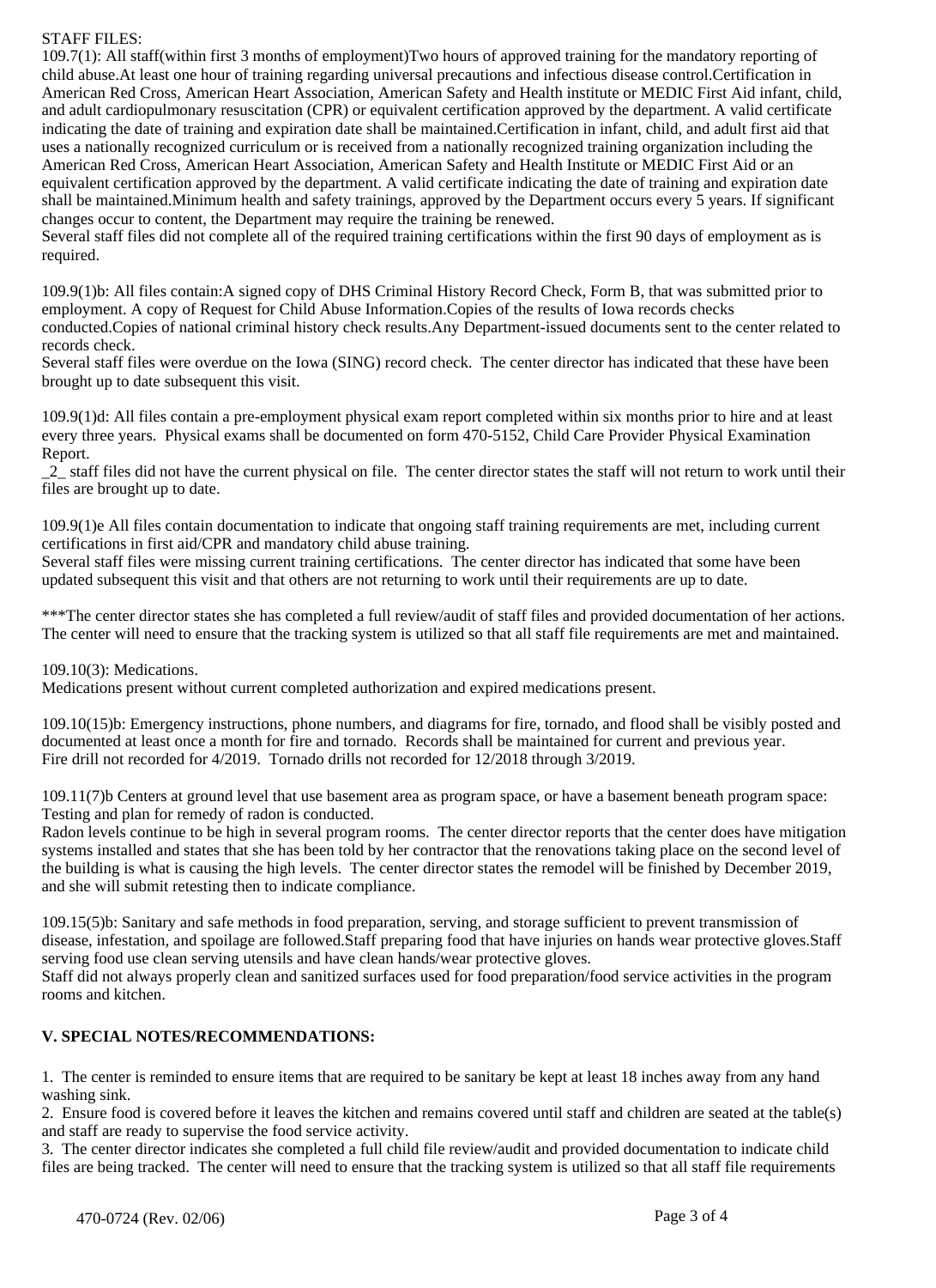STAFF FILES:

109.7(1): All staff(within first 3 months of employment)Two hours of approved training for the mandatory reporting of child abuse.At least one hour of training regarding universal precautions and infectious disease control.Certification in American Red Cross, American Heart Association, American Safety and Health institute or MEDIC First Aid infant, child, and adult cardiopulmonary resuscitation (CPR) or equivalent certification approved by the department. A valid certificate indicating the date of training and expiration date shall be maintained.Certification in infant, child, and adult first aid that uses a nationally recognized curriculum or is received from a nationally recognized training organization including the American Red Cross, American Heart Association, American Safety and Health Institute or MEDIC First Aid or an equivalent certification approved by the department. A valid certificate indicating the date of training and expiration date shall be maintained.Minimum health and safety trainings, approved by the Department occurs every 5 years. If significant changes occur to content, the Department may require the training be renewed.
Several staff files did not complete all of the required training certifications within the first 90 days of employment as is required.

109.9(1)b: All files contain:A signed copy of DHS Criminal History Record Check, Form B, that was submitted prior to employment. A copy of Request for Child Abuse Information.Copies of the results of Iowa records checks conducted.Copies of national criminal history check results.Any Department-issued documents sent to the center related to records check.
Several staff files were overdue on the Iowa (SING) record check. The center director has indicated that these have been brought up to date subsequent this visit.

109.9(1)d: All files contain a pre-employment physical exam report completed within six months prior to hire and at least every three years. Physical exams shall be documented on form 470-5152, Child Care Provider Physical Examination Report.
_2_ staff files did not have the current physical on file. The center director states the staff will not return to work until their files are brought up to date.

109.9(1)e All files contain documentation to indicate that ongoing staff training requirements are met, including current certifications in first aid/CPR and mandatory child abuse training.
Several staff files were missing current training certifications. The center director has indicated that some have been updated subsequent this visit and that others are not returning to work until their requirements are up to date.

***The center director states she has completed a full review/audit of staff files and provided documentation of her actions. The center will need to ensure that the tracking system is utilized so that all staff file requirements are met and maintained.

109.10(3): Medications.
Medications present without current completed authorization and expired medications present.

109.10(15)b: Emergency instructions, phone numbers, and diagrams for fire, tornado, and flood shall be visibly posted and documented at least once a month for fire and tornado. Records shall be maintained for current and previous year.
Fire drill not recorded for 4/2019. Tornado drills not recorded for 12/2018 through 3/2019.

109.11(7)b Centers at ground level that use basement area as program space, or have a basement beneath program space: Testing and plan for remedy of radon is conducted.
Radon levels continue to be high in several program rooms. The center director reports that the center does have mitigation systems installed and states that she has been told by her contractor that the renovations taking place on the second level of the building is what is causing the high levels. The center director states the remodel will be finished by December 2019, and she will submit retesting then to indicate compliance.

109.15(5)b: Sanitary and safe methods in food preparation, serving, and storage sufficient to prevent transmission of disease, infestation, and spoilage are followed.Staff preparing food that have injuries on hands wear protective gloves.Staff serving food use clean serving utensils and have clean hands/wear protective gloves.
Staff did not always properly clean and sanitized surfaces used for food preparation/food service activities in the program rooms and kitchen.

## V. SPECIAL NOTES/RECOMMENDATIONS:

1. The center is reminded to ensure items that are required to be sanitary be kept at least 18 inches away from any hand washing sink.
2. Ensure food is covered before it leaves the kitchen and remains covered until staff and children are seated at the table(s) and staff are ready to supervise the food service activity.
3. The center director indicates she completed a full child file review/audit and provided documentation to indicate child files are being tracked. The center will need to ensure that the tracking system is utilized so that all staff file requirements

470-0724 (Rev. 02/06)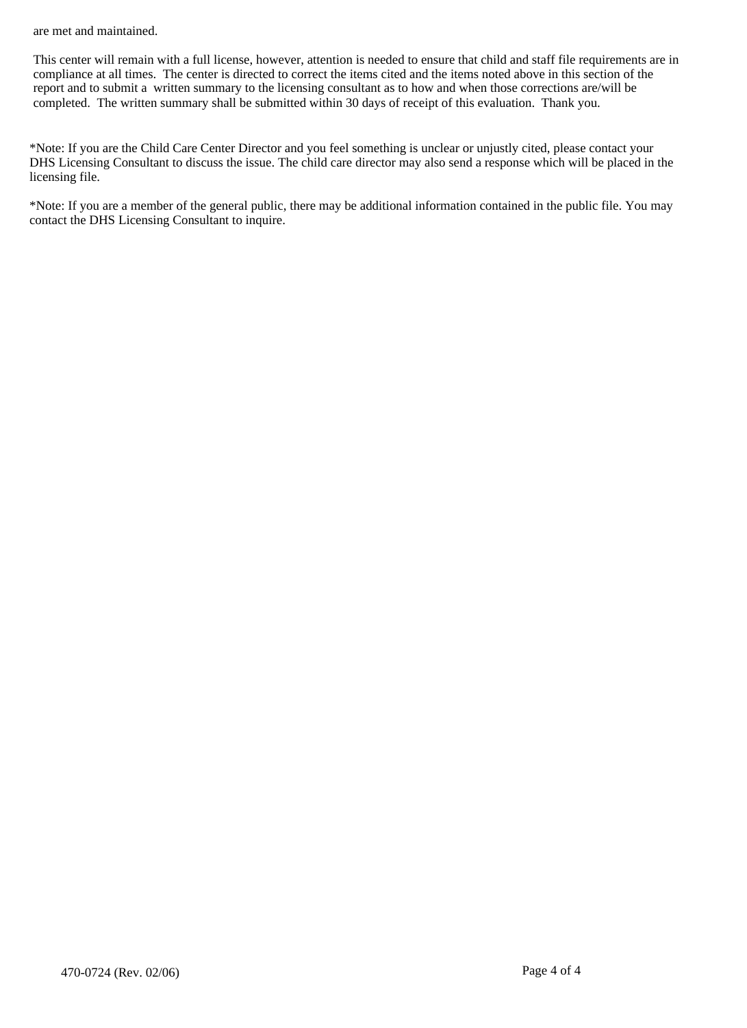are met and maintained.

This center will remain with a full license, however, attention is needed to ensure that child and staff file requirements are in compliance at all times. The center is directed to correct the items cited and the items noted above in this section of the report and to submit a written summary to the licensing consultant as to how and when those corrections are/will be completed. The written summary shall be submitted within 30 days of receipt of this evaluation. Thank you.

*Note: If you are the Child Care Center Director and you feel something is unclear or unjustly cited, please contact your DHS Licensing Consultant to discuss the issue. The child care director may also send a response which will be placed in the licensing file.

*Note: If you are a member of the general public, there may be additional information contained in the public file. You may contact the DHS Licensing Consultant to inquire.

470-0724 (Rev. 02/06)